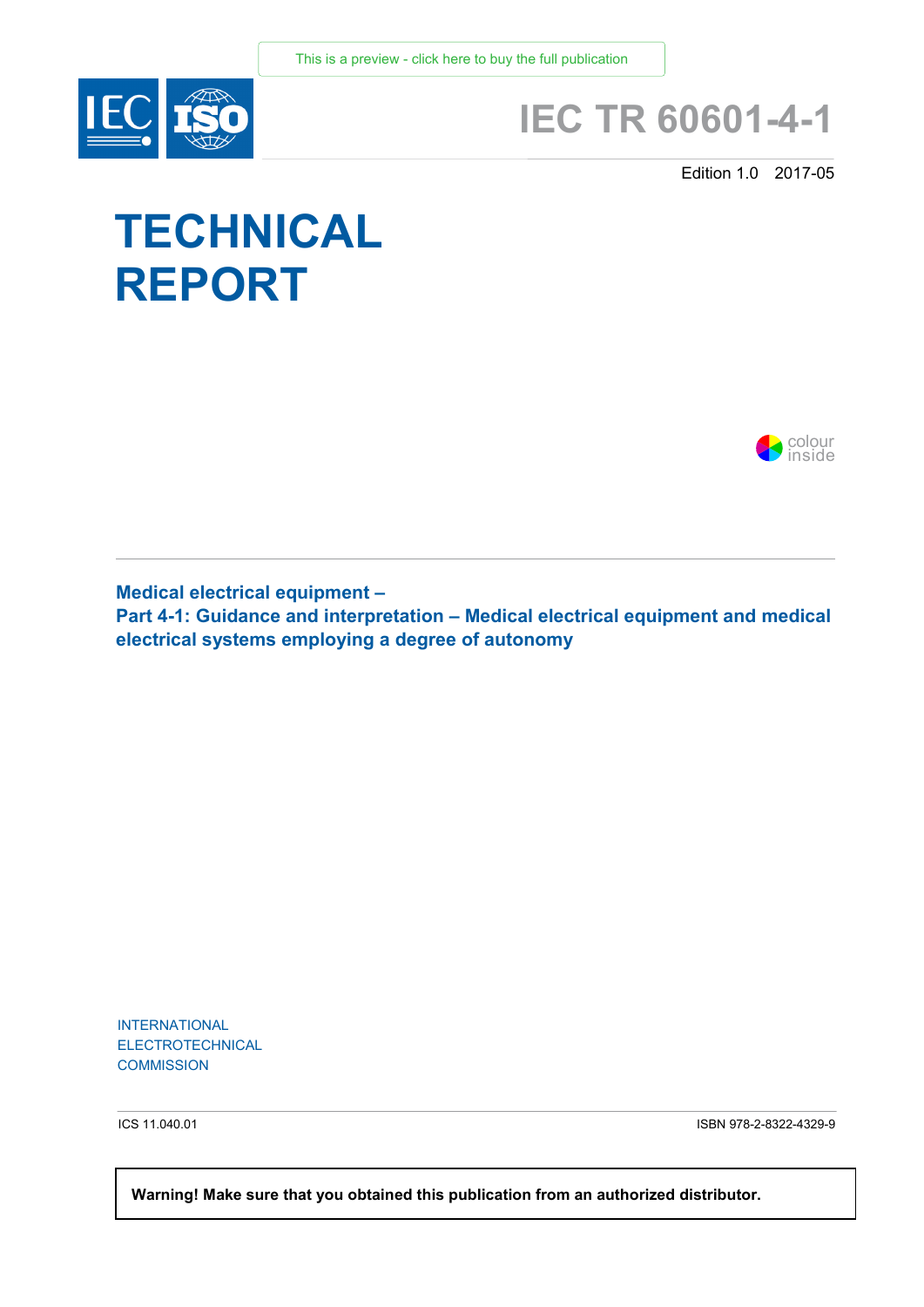This is a preview - click here to buy the full publication

# IEC TR 60601-4-1

Edition 1.0 2017-05

# TECHNICAL REPORT

colour inside

## Medical electrical equipment –
## Part 4-1: Guidance and interpretation – Medical electrical equipment and medical electrical systems employing a degree of autonomy

INTERNATIONAL
ELECTROTECHNICAL
COMMISSION

ICS 11.040.01

ISBN 978-2-8322-4329-9

**Warning! Make sure that you obtained this publication from an authorized distributor.**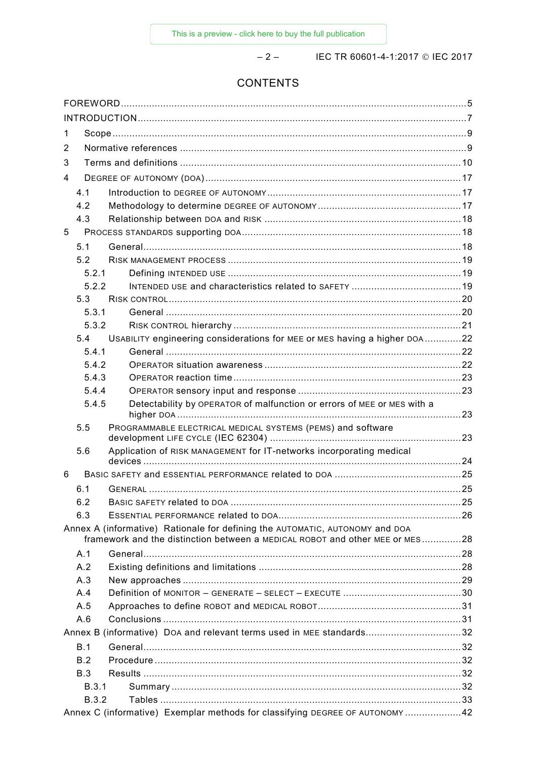## CONTENTS

FOREWORD ... 5
INTRODUCTION ... 7
1 Scope ... 9
2 Normative references ... 9
3 Terms and definitions ... 10
4 DEGREE OF AUTONOMY (DOA) ... 17
4.1 Introduction to DEGREE OF AUTONOMY ... 17
4.2 Methodology to determine DEGREE OF AUTONOMY ... 17
4.3 Relationship between DOA and RISK ... 18
5 PROCESS STANDARDS supporting DOA ... 18
5.1 General ... 18
5.2 RISK MANAGEMENT PROCESS ... 19
5.2.1 Defining INTENDED USE ... 19
5.2.2 INTENDED USE and characteristics related to SAFETY ... 19
5.3 RISK CONTROL ... 20
5.3.1 General ... 20
5.3.2 RISK CONTROL hierarchy ... 21
5.4 USABILITY engineering considerations for MEE or MES having a higher DOA ... 22
5.4.1 General ... 22
5.4.2 OPERATOR situation awareness ... 22
5.4.3 OPERATOR reaction time ... 23
5.4.4 OPERATOR sensory input and response ... 23
5.4.5 Detectability by OPERATOR of malfunction or errors of MEE or MES with a higher DOA ... 23
5.5 PROGRAMMABLE ELECTRICAL MEDICAL SYSTEMS (PEMS) and software development LIFE CYCLE (IEC 62304) ... 23
5.6 Application of RISK MANAGEMENT for IT-networks incorporating medical devices ... 24
6 BASIC SAFETY and ESSENTIAL PERFORMANCE related to DOA ... 25
6.1 GENERAL ... 25
6.2 BASIC SAFETY related to DOA ... 25
6.3 ESSENTIAL PERFORMANCE related to DOA ... 26
Annex A (informative) Rationale for defining the AUTOMATIC, AUTONOMY and DOA framework and the distinction between a MEDICAL ROBOT and other MEE or MES ... 28
A.1 General ... 28
A.2 Existing definitions and limitations ... 28
A.3 New approaches ... 29
A.4 Definition of MONITOR – GENERATE – SELECT – EXECUTE ... 30
A.5 Approaches to define ROBOT and MEDICAL ROBOT ... 31
A.6 Conclusions ... 31
Annex B (informative) DOA and relevant terms used in MEE standards ... 32
B.1 General ... 32
B.2 Procedure ... 32
B.3 Results ... 32
B.3.1 Summary ... 32
B.3.2 Tables ... 33
Annex C (informative) Exemplar methods for classifying DEGREE OF AUTONOMY ... 42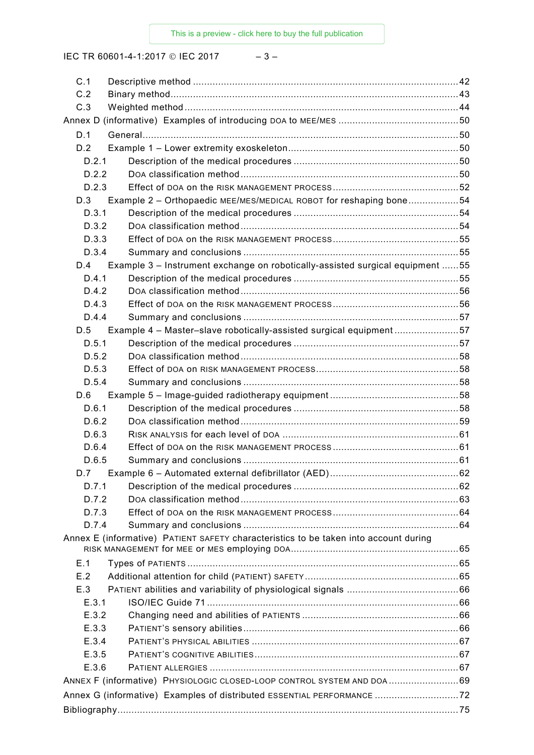C.1 Descriptive method ... 42
C.2 Binary method ... 43
C.3 Weighted method ... 44

Annex D (informative) Examples of introducing DOA to MEE/MES ... 50

D.1 General ... 50
D.2 Example 1 – Lower extremity exoskeleton ... 50
D.2.1 Description of the medical procedures ... 50
D.2.2 DOA classification method ... 50
D.2.3 Effect of DOA on the RISK MANAGEMENT PROCESS ... 52
D.3 Example 2 – Orthopaedic MEE/MES/MEDICAL ROBOT for reshaping bone ... 54
D.3.1 Description of the medical procedures ... 54
D.3.2 DOA classification method ... 54
D.3.3 Effect of DOA on the RISK MANAGEMENT PROCESS ... 55
D.3.4 Summary and conclusions ... 55
D.4 Example 3 – Instrument exchange on robotically-assisted surgical equipment ... 55
D.4.1 Description of the medical procedures ... 55
D.4.2 DOA classification method ... 56
D.4.3 Effect of DOA on the RISK MANAGEMENT PROCESS ... 56
D.4.4 Summary and conclusions ... 57
D.5 Example 4 – Master–slave robotically-assisted surgical equipment ... 57
D.5.1 Description of the medical procedures ... 57
D.5.2 DOA classification method ... 58
D.5.3 Effect of DOA on RISK MANAGEMENT PROCESS ... 58
D.5.4 Summary and conclusions ... 58
D.6 Example 5 – Image-guided radiotherapy equipment ... 58
D.6.1 Description of the medical procedures ... 58
D.6.2 DOA classification method ... 59
D.6.3 RISK ANALYSIS for each level of DOA ... 61
D.6.4 Effect of DOA on the RISK MANAGEMENT PROCESS ... 61
D.6.5 Summary and conclusions ... 61
D.7 Example 6 – Automated external defibrillator (AED) ... 62
D.7.1 Description of the medical procedures ... 62
D.7.2 DOA classification method ... 63
D.7.3 Effect of DOA on the RISK MANAGEMENT PROCESS ... 64
D.7.4 Summary and conclusions ... 64

Annex E (informative) PATIENT SAFETY characteristics to be taken into account during RISK MANAGEMENT for MEE or MES employing DOA ... 65

E.1 Types of PATIENTS ... 65
E.2 Additional attention for child (PATIENT) SAFETY ... 65
E.3 PATIENT abilities and variability of physiological signals ... 66
E.3.1 ISO/IEC Guide 71 ... 66
E.3.2 Changing need and abilities of PATIENTS ... 66
E.3.3 PATIENT'S sensory abilities ... 66
E.3.4 PATIENT'S PHYSICAL ABILITIES ... 67
E.3.5 PATIENT'S COGNITIVE ABILITIES ... 67
E.3.6 PATIENT ALLERGIES ... 67

ANNEX F (informative) PHYSIOLOGIC CLOSED-LOOP CONTROL SYSTEM AND DOA ... 69

Annex G (informative) Examples of distributed ESSENTIAL PERFORMANCE ... 72

Bibliography ... 75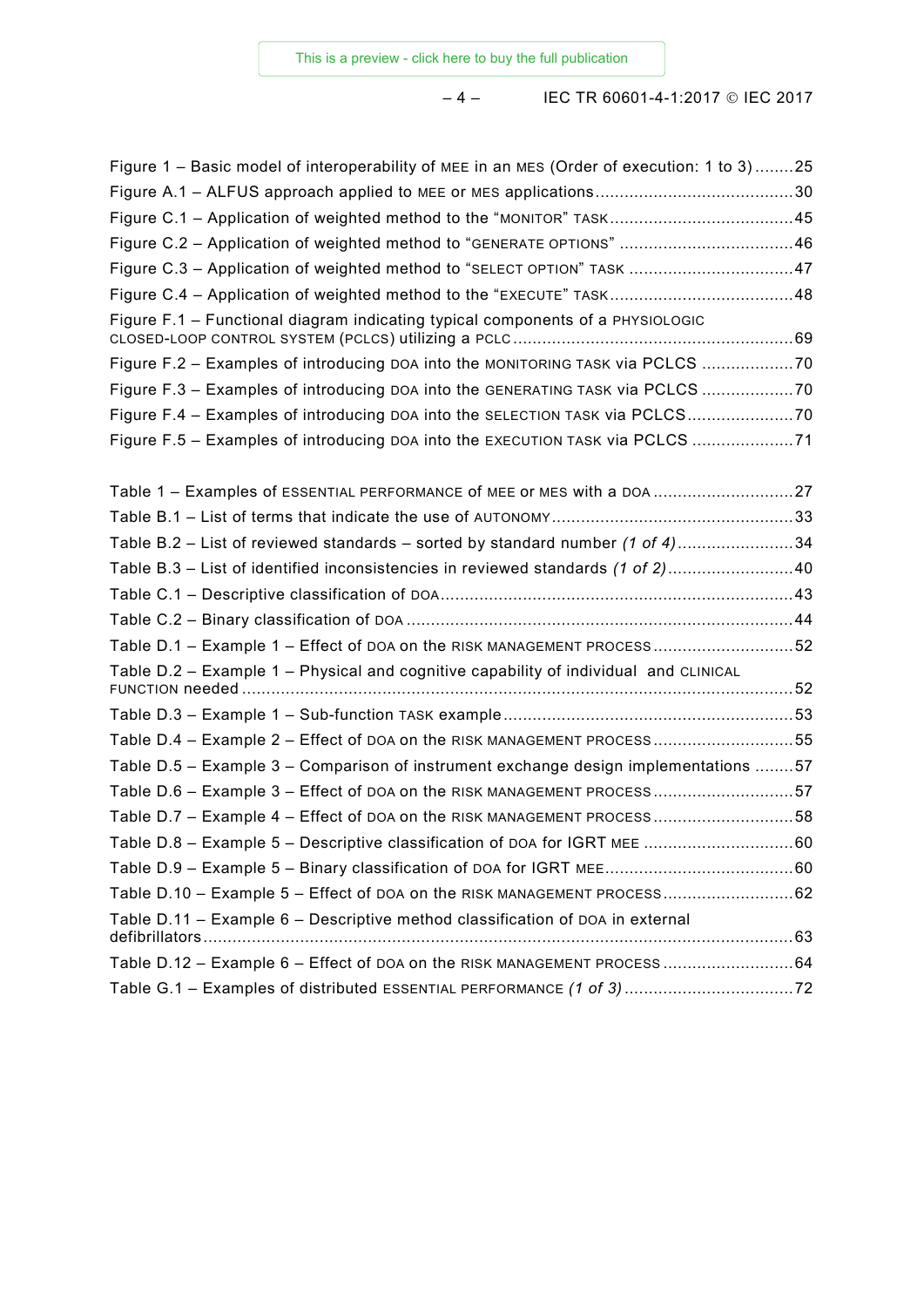Figure 1 – Basic model of interoperability of MEE in an MES (Order of execution: 1 to 3) ........25
Figure A.1 – ALFUS approach applied to MEE or MES applications........................................30
Figure C.1 – Application of weighted method to the "MONITOR" TASK......................................45
Figure C.2 – Application of weighted method to "GENERATE OPTIONS" ....................................46
Figure C.3 – Application of weighted method to "SELECT OPTION" TASK ..................................47
Figure C.4 – Application of weighted method to the "EXECUTE" TASK......................................48
Figure F.1 – Functional diagram indicating typical components of a PHYSIOLOGIC CLOSED-LOOP CONTROL SYSTEM (PCLCS) utilizing a PCLC.........................................................69
Figure F.2 – Examples of introducing DOA into the MONITORING TASK via PCLCS ...................70
Figure F.3 – Examples of introducing DOA into the GENERATING TASK via PCLCS ...................70
Figure F.4 – Examples of introducing DOA into the SELECTION TASK via PCLCS......................70
Figure F.5 – Examples of introducing DOA into the EXECUTION TASK via PCLCS .....................71

Table 1 – Examples of ESSENTIAL PERFORMANCE of MEE or MES with a DOA .............................27
Table B.1 – List of terms that indicate the use of AUTONOMY..................................................33
Table B.2 – List of reviewed standards – sorted by standard number *(1 of 4)*........................34
Table B.3 – List of identified inconsistencies in reviewed standards *(1 of 2)*..........................40
Table C.1 – Descriptive classification of DOA.........................................................................43
Table C.2 – Binary classification of DOA ...............................................................................44
Table D.1 – Example 1 – Effect of DOA on the RISK MANAGEMENT PROCESS.............................52
Table D.2 – Example 1 – Physical and cognitive capability of individual and CLINICAL FUNCTION needed .................................................................................................................52
Table D.3 – Example 1 – Sub-function TASK example............................................................53
Table D.4 – Example 2 – Effect of DOA on the RISK MANAGEMENT PROCESS.............................55
Table D.5 – Example 3 – Comparison of instrument exchange design implementations ........57
Table D.6 – Example 3 – Effect of DOA on the RISK MANAGEMENT PROCESS.............................57
Table D.7 – Example 4 – Effect of DOA on the RISK MANAGEMENT PROCESS.............................58
Table D.8 – Example 5 – Descriptive classification of DOA for IGRT MEE ...............................60
Table D.9 – Example 5 – Binary classification of DOA for IGRT MEE.......................................60
Table D.10 – Example 5 – Effect of DOA on the RISK MANAGEMENT PROCESS...........................62
Table D.11 – Example 6 – Descriptive method classification of DOA in external defibrillators.........................................................................................................................63
Table D.12 – Example 6 – Effect of DOA on the RISK MANAGEMENT PROCESS ...........................64
Table G.1 – Examples of distributed ESSENTIAL PERFORMANCE *(1 of 3)* ...................................72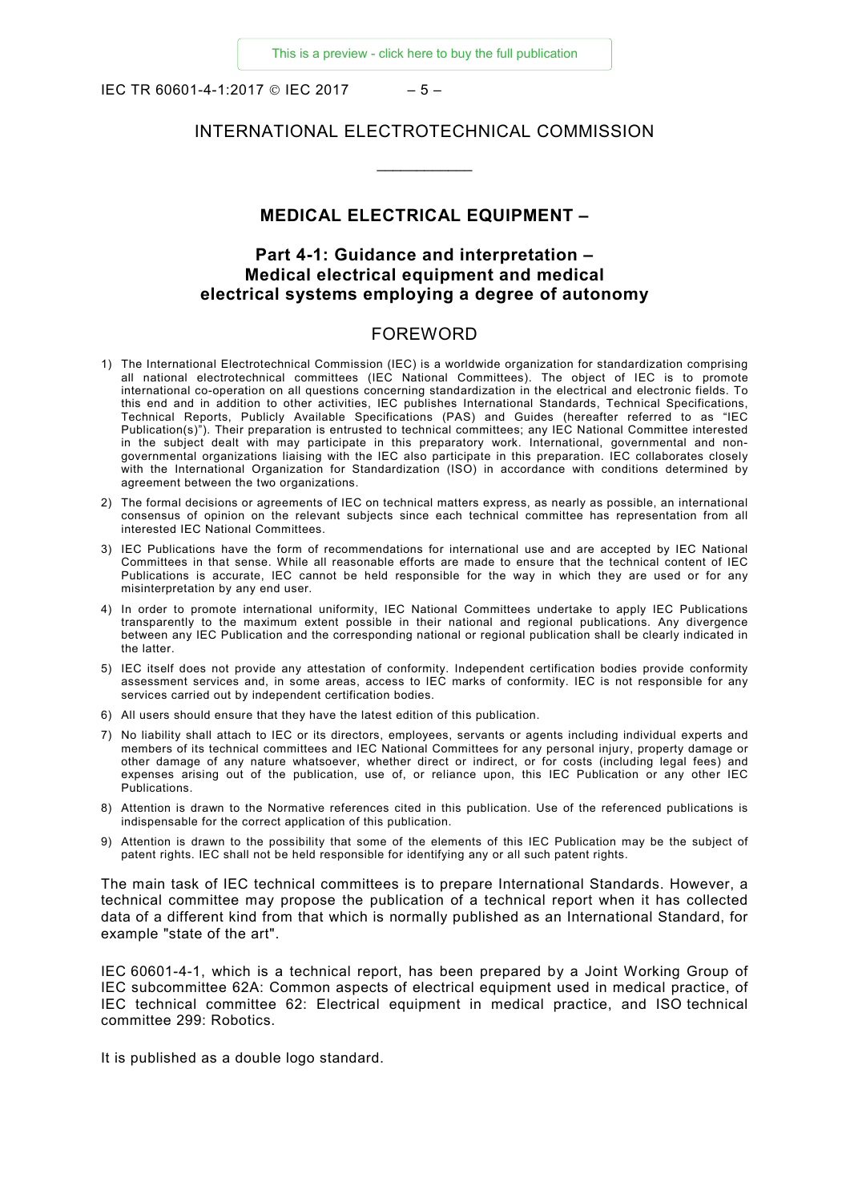# INTERNATIONAL ELECTROTECHNICAL COMMISSION

____________

## MEDICAL ELECTRICAL EQUIPMENT –

## Part 4-1: Guidance and interpretation – Medical electrical equipment and medical electrical systems employing a degree of autonomy

## FOREWORD

1) The International Electrotechnical Commission (IEC) is a worldwide organization for standardization comprising all national electrotechnical committees (IEC National Committees). The object of IEC is to promote international co-operation on all questions concerning standardization in the electrical and electronic fields. To this end and in addition to other activities, IEC publishes International Standards, Technical Specifications, Technical Reports, Publicly Available Specifications (PAS) and Guides (hereafter referred to as "IEC Publication(s)"). Their preparation is entrusted to technical committees; any IEC National Committee interested in the subject dealt with may participate in this preparatory work. International, governmental and non-governmental organizations liaising with the IEC also participate in this preparation. IEC collaborates closely with the International Organization for Standardization (ISO) in accordance with conditions determined by agreement between the two organizations.
2) The formal decisions or agreements of IEC on technical matters express, as nearly as possible, an international consensus of opinion on the relevant subjects since each technical committee has representation from all interested IEC National Committees.
3) IEC Publications have the form of recommendations for international use and are accepted by IEC National Committees in that sense. While all reasonable efforts are made to ensure that the technical content of IEC Publications is accurate, IEC cannot be held responsible for the way in which they are used or for any misinterpretation by any end user.
4) In order to promote international uniformity, IEC National Committees undertake to apply IEC Publications transparently to the maximum extent possible in their national and regional publications. Any divergence between any IEC Publication and the corresponding national or regional publication shall be clearly indicated in the latter.
5) IEC itself does not provide any attestation of conformity. Independent certification bodies provide conformity assessment services and, in some areas, access to IEC marks of conformity. IEC is not responsible for any services carried out by independent certification bodies.
6) All users should ensure that they have the latest edition of this publication.
7) No liability shall attach to IEC or its directors, employees, servants or agents including individual experts and members of its technical committees and IEC National Committees for any personal injury, property damage or other damage of any nature whatsoever, whether direct or indirect, or for costs (including legal fees) and expenses arising out of the publication, use of, or reliance upon, this IEC Publication or any other IEC Publications.
8) Attention is drawn to the Normative references cited in this publication. Use of the referenced publications is indispensable for the correct application of this publication.
9) Attention is drawn to the possibility that some of the elements of this IEC Publication may be the subject of patent rights. IEC shall not be held responsible for identifying any or all such patent rights.

The main task of IEC technical committees is to prepare International Standards. However, a technical committee may propose the publication of a technical report when it has collected data of a different kind from that which is normally published as an International Standard, for example "state of the art".

IEC 60601-4-1, which is a technical report, has been prepared by a Joint Working Group of IEC subcommittee 62A: Common aspects of electrical equipment used in medical practice, of IEC technical committee 62: Electrical equipment in medical practice, and ISO technical committee 299: Robotics.

It is published as a double logo standard.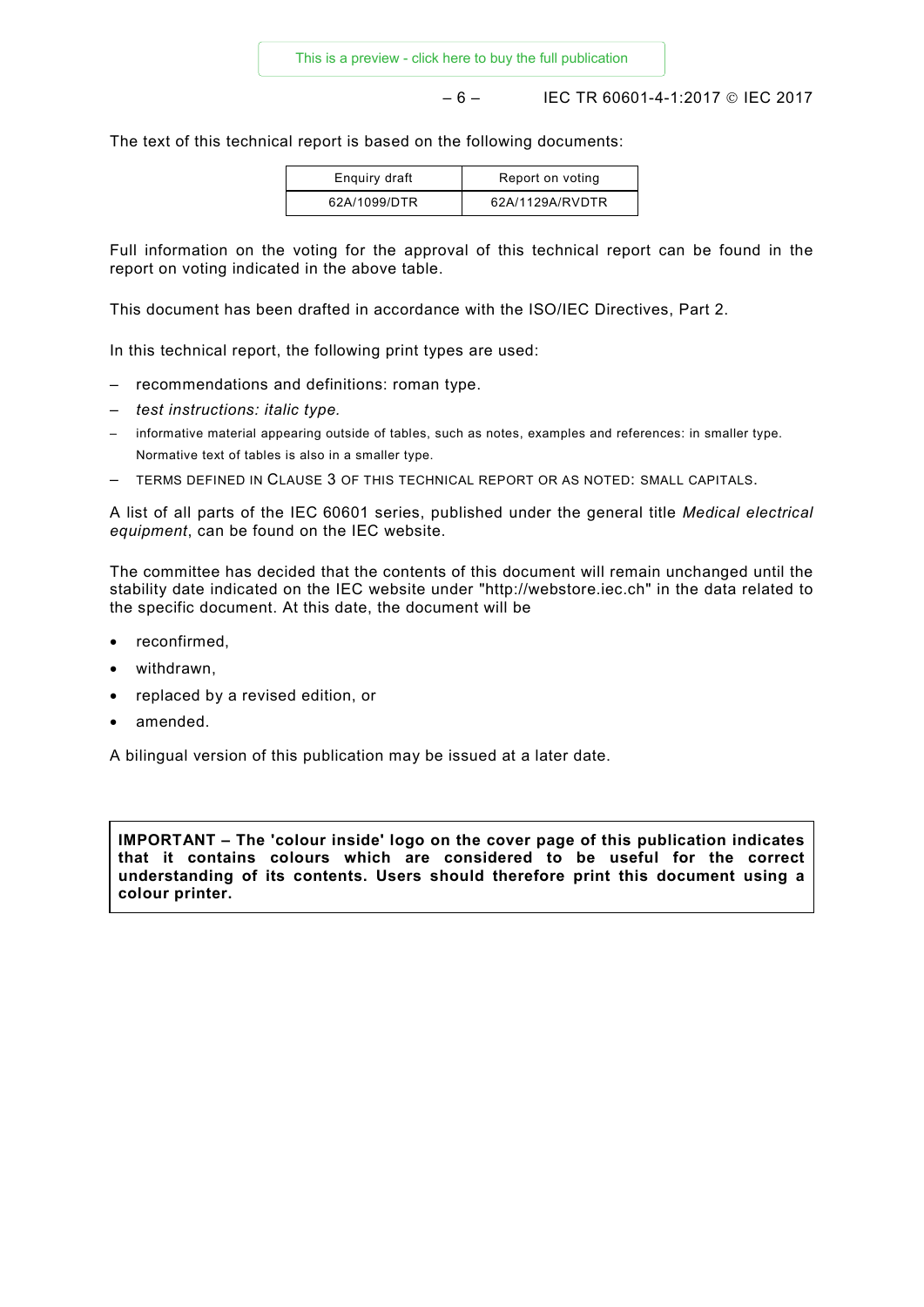The text of this technical report is based on the following documents:

| Enquiry draft | Report on voting |
| --- | --- |
| 62A/1099/DTR | 62A/1129A/RVDTR |

Full information on the voting for the approval of this technical report can be found in the report on voting indicated in the above table.

This document has been drafted in accordance with the ISO/IEC Directives, Part 2.

In this technical report, the following print types are used:

– recommendations and definitions: roman type.
– *test instructions: italic type.*
– informative material appearing outside of tables, such as notes, examples and references: in smaller type. Normative text of tables is also in a smaller type.
– TERMS DEFINED IN CLAUSE 3 OF THIS TECHNICAL REPORT OR AS NOTED: SMALL CAPITALS.

A list of all parts of the IEC 60601 series, published under the general title *Medical electrical equipment*, can be found on the IEC website.

The committee has decided that the contents of this document will remain unchanged until the stability date indicated on the IEC website under "http://webstore.iec.ch" in the data related to the specific document. At this date, the document will be

- reconfirmed,
- withdrawn,
- replaced by a revised edition, or
- amended.

A bilingual version of this publication may be issued at a later date.

**IMPORTANT – The 'colour inside' logo on the cover page of this publication indicates that it contains colours which are considered to be useful for the correct understanding of its contents. Users should therefore print this document using a colour printer.**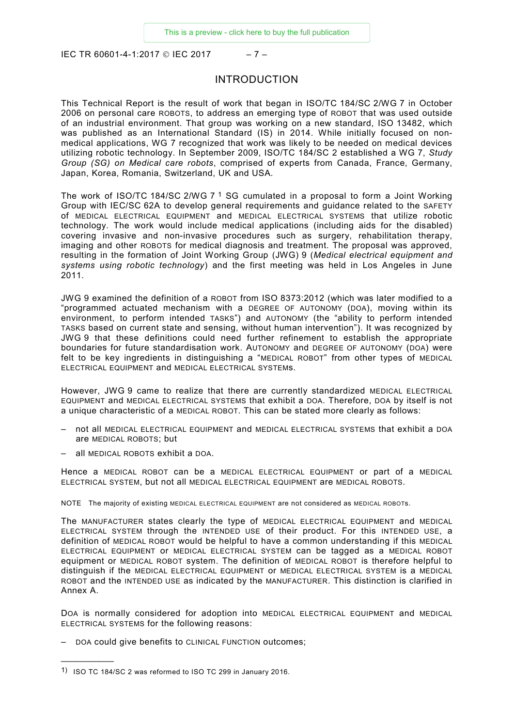# INTRODUCTION

This Technical Report is the result of work that began in ISO/TC 184/SC 2/WG 7 in October 2006 on personal care ROBOTS, to address an emerging type of ROBOT that was used outside of an industrial environment. That group was working on a new standard, ISO 13482, which was published as an International Standard (IS) in 2014. While initially focused on non-medical applications, WG 7 recognized that work was likely to be needed on medical devices utilizing robotic technology. In September 2009, ISO/TC 184/SC 2 established a WG 7, *Study Group (SG) on Medical care robots*, comprised of experts from Canada, France, Germany, Japan, Korea, Romania, Switzerland, UK and USA.

The work of ISO/TC 184/SC 2/WG 7 [1] SG cumulated in a proposal to form a Joint Working Group with IEC/SC 62A to develop general requirements and guidance related to the SAFETY of MEDICAL ELECTRICAL EQUIPMENT and MEDICAL ELECTRICAL SYSTEMS that utilize robotic technology. The work would include medical applications (including aids for the disabled) covering invasive and non-invasive procedures such as surgery, rehabilitation therapy, imaging and other ROBOTS for medical diagnosis and treatment. The proposal was approved, resulting in the formation of Joint Working Group (JWG) 9 (*Medical electrical equipment and systems using robotic technology*) and the first meeting was held in Los Angeles in June 2011.

JWG 9 examined the definition of a ROBOT from ISO 8373:2012 (which was later modified to a "programmed actuated mechanism with a DEGREE OF AUTONOMY (DOA), moving within its environment, to perform intended TASKS") and AUTONOMY (the "ability to perform intended TASKS based on current state and sensing, without human intervention"). It was recognized by JWG 9 that these definitions could need further refinement to establish the appropriate boundaries for future standardisation work. AUTONOMY and DEGREE OF AUTONOMY (DOA) were felt to be key ingredients in distinguishing a "MEDICAL ROBOT" from other types of MEDICAL ELECTRICAL EQUIPMENT and MEDICAL ELECTRICAL SYSTEMS.

However, JWG 9 came to realize that there are currently standardized MEDICAL ELECTRICAL EQUIPMENT and MEDICAL ELECTRICAL SYSTEMS that exhibit a DOA. Therefore, DOA by itself is not a unique characteristic of a MEDICAL ROBOT. This can be stated more clearly as follows:

- not all MEDICAL ELECTRICAL EQUIPMENT and MEDICAL ELECTRICAL SYSTEMS that exhibit a DOA are MEDICAL ROBOTS; but
- all MEDICAL ROBOTS exhibit a DOA.

Hence a MEDICAL ROBOT can be a MEDICAL ELECTRICAL EQUIPMENT or part of a MEDICAL ELECTRICAL SYSTEM, but not all MEDICAL ELECTRICAL EQUIPMENT are MEDICAL ROBOTS.

NOTE The majority of existing MEDICAL ELECTRICAL EQUIPMENT are not considered as MEDICAL ROBOTS.

The MANUFACTURER states clearly the type of MEDICAL ELECTRICAL EQUIPMENT and MEDICAL ELECTRICAL SYSTEM through the INTENDED USE of their product. For this INTENDED USE, a definition of MEDICAL ROBOT would be helpful to have a common understanding if this MEDICAL ELECTRICAL EQUIPMENT or MEDICAL ELECTRICAL SYSTEM can be tagged as a MEDICAL ROBOT equipment or MEDICAL ROBOT system. The definition of MEDICAL ROBOT is therefore helpful to distinguish if the MEDICAL ELECTRICAL EQUIPMENT or MEDICAL ELECTRICAL SYSTEM is a MEDICAL ROBOT and the INTENDED USE as indicated by the MANUFACTURER. This distinction is clarified in Annex A.

DOA is normally considered for adoption into MEDICAL ELECTRICAL EQUIPMENT and MEDICAL ELECTRICAL SYSTEMS for the following reasons:

- DOA could give benefits to CLINICAL FUNCTION outcomes;

---

[1] ISO TC 184/SC 2 was reformed to ISO TC 299 in January 2016.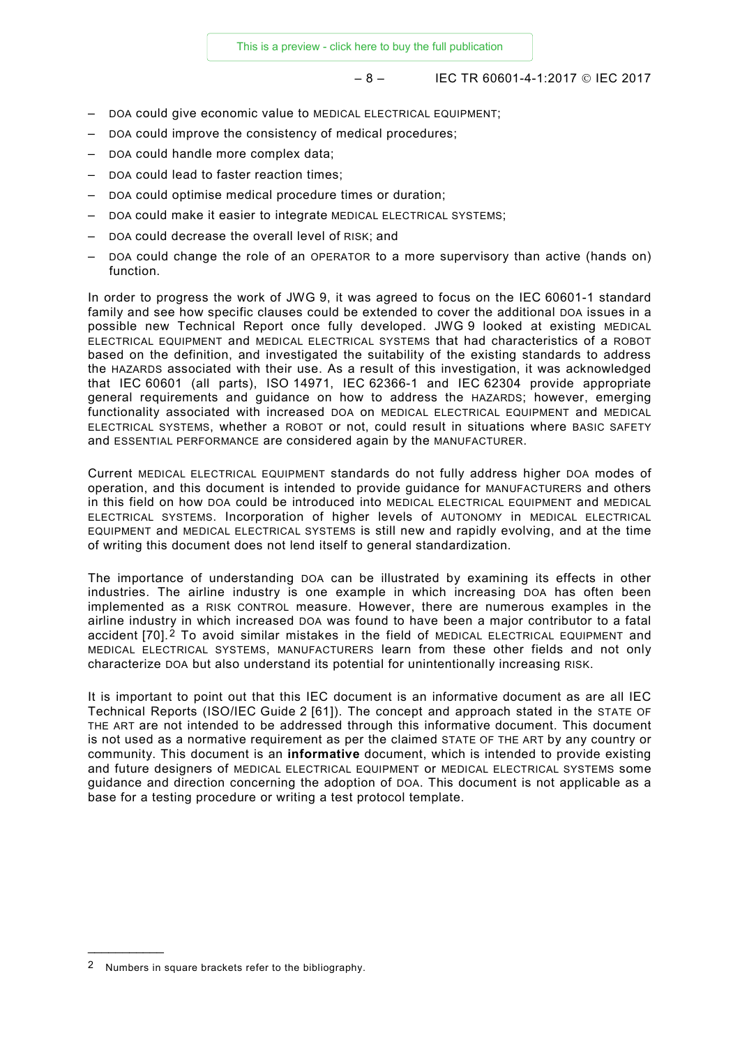– DOA could give economic value to MEDICAL ELECTRICAL EQUIPMENT;
– DOA could improve the consistency of medical procedures;
– DOA could handle more complex data;
– DOA could lead to faster reaction times;
– DOA could optimise medical procedure times or duration;
– DOA could make it easier to integrate MEDICAL ELECTRICAL SYSTEMS;
– DOA could decrease the overall level of RISK; and
– DOA could change the role of an OPERATOR to a more supervisory than active (hands on) function.

In order to progress the work of JWG 9, it was agreed to focus on the IEC 60601-1 standard family and see how specific clauses could be extended to cover the additional DOA issues in a possible new Technical Report once fully developed. JWG 9 looked at existing MEDICAL ELECTRICAL EQUIPMENT and MEDICAL ELECTRICAL SYSTEMS that had characteristics of a ROBOT based on the definition, and investigated the suitability of the existing standards to address the HAZARDS associated with their use. As a result of this investigation, it was acknowledged that IEC 60601 (all parts), ISO 14971, IEC 62366-1 and IEC 62304 provide appropriate general requirements and guidance on how to address the HAZARDS; however, emerging functionality associated with increased DOA on MEDICAL ELECTRICAL EQUIPMENT and MEDICAL ELECTRICAL SYSTEMS, whether a ROBOT or not, could result in situations where BASIC SAFETY and ESSENTIAL PERFORMANCE are considered again by the MANUFACTURER.

Current MEDICAL ELECTRICAL EQUIPMENT standards do not fully address higher DOA modes of operation, and this document is intended to provide guidance for MANUFACTURERS and others in this field on how DOA could be introduced into MEDICAL ELECTRICAL EQUIPMENT and MEDICAL ELECTRICAL SYSTEMS. Incorporation of higher levels of AUTONOMY in MEDICAL ELECTRICAL EQUIPMENT and MEDICAL ELECTRICAL SYSTEMS is still new and rapidly evolving, and at the time of writing this document does not lend itself to general standardization.

The importance of understanding DOA can be illustrated by examining its effects in other industries. The airline industry is one example in which increasing DOA has often been implemented as a RISK CONTROL measure. However, there are numerous examples in the airline industry in which increased DOA was found to have been a major contributor to a fatal accident [70].[2] To avoid similar mistakes in the field of MEDICAL ELECTRICAL EQUIPMENT and MEDICAL ELECTRICAL SYSTEMS, MANUFACTURERS learn from these other fields and not only characterize DOA but also understand its potential for unintentionally increasing RISK.

It is important to point out that this IEC document is an informative document as are all IEC Technical Reports (ISO/IEC Guide 2 [61]). The concept and approach stated in the STATE OF THE ART are not intended to be addressed through this informative document. This document is not used as a normative requirement as per the claimed STATE OF THE ART by any country or community. This document is an **informative** document, which is intended to provide existing and future designers of MEDICAL ELECTRICAL EQUIPMENT or MEDICAL ELECTRICAL SYSTEMS some guidance and direction concerning the adoption of DOA. This document is not applicable as a base for a testing procedure or writing a test protocol template.

---

[2] Numbers in square brackets refer to the bibliography.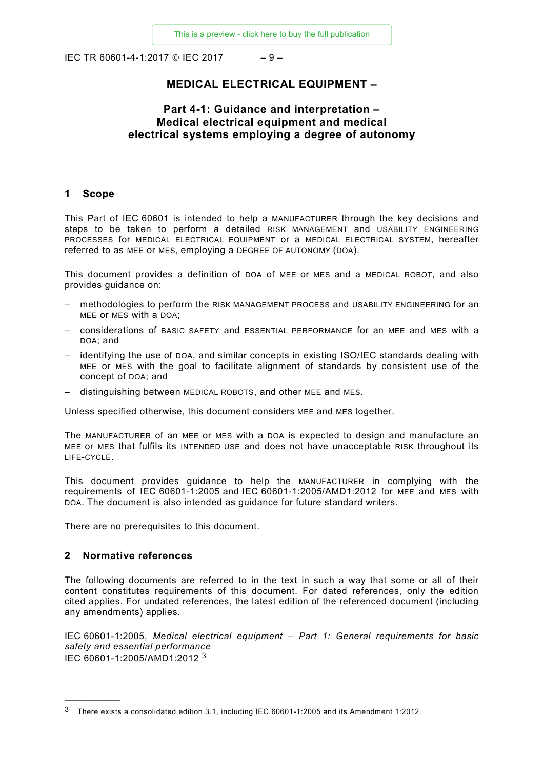# MEDICAL ELECTRICAL EQUIPMENT –

## Part 4-1: Guidance and interpretation – Medical electrical equipment and medical electrical systems employing a degree of autonomy

## 1 Scope

This Part of IEC 60601 is intended to help a MANUFACTURER through the key decisions and steps to be taken to perform a detailed RISK MANAGEMENT and USABILITY ENGINEERING PROCESSES for MEDICAL ELECTRICAL EQUIPMENT or a MEDICAL ELECTRICAL SYSTEM, hereafter referred to as MEE or MES, employing a DEGREE OF AUTONOMY (DOA).

This document provides a definition of DOA of MEE or MES and a MEDICAL ROBOT, and also provides guidance on:

– methodologies to perform the RISK MANAGEMENT PROCESS and USABILITY ENGINEERING for an MEE or MES with a DOA;

– considerations of BASIC SAFETY and ESSENTIAL PERFORMANCE for an MEE and MES with a DOA; and

– identifying the use of DOA, and similar concepts in existing ISO/IEC standards dealing with MEE or MES with the goal to facilitate alignment of standards by consistent use of the concept of DOA; and

– distinguishing between MEDICAL ROBOTS, and other MEE and MES.

Unless specified otherwise, this document considers MEE and MES together.

The MANUFACTURER of an MEE or MES with a DOA is expected to design and manufacture an MEE or MES that fulfils its INTENDED USE and does not have unacceptable RISK throughout its LIFE-CYCLE.

This document provides guidance to help the MANUFACTURER in complying with the requirements of IEC 60601-1:2005 and IEC 60601-1:2005/AMD1:2012 for MEE and MES with DOA. The document is also intended as guidance for future standard writers.

There are no prerequisites to this document.

## 2 Normative references

The following documents are referred to in the text in such a way that some or all of their content constitutes requirements of this document. For dated references, only the edition cited applies. For undated references, the latest edition of the referenced document (including any amendments) applies.

IEC 60601-1:2005, *Medical electrical equipment – Part 1: General requirements for basic safety and essential performance*
IEC 60601-1:2005/AMD1:2012 [3]

---

[3] There exists a consolidated edition 3.1, including IEC 60601-1:2005 and its Amendment 1:2012.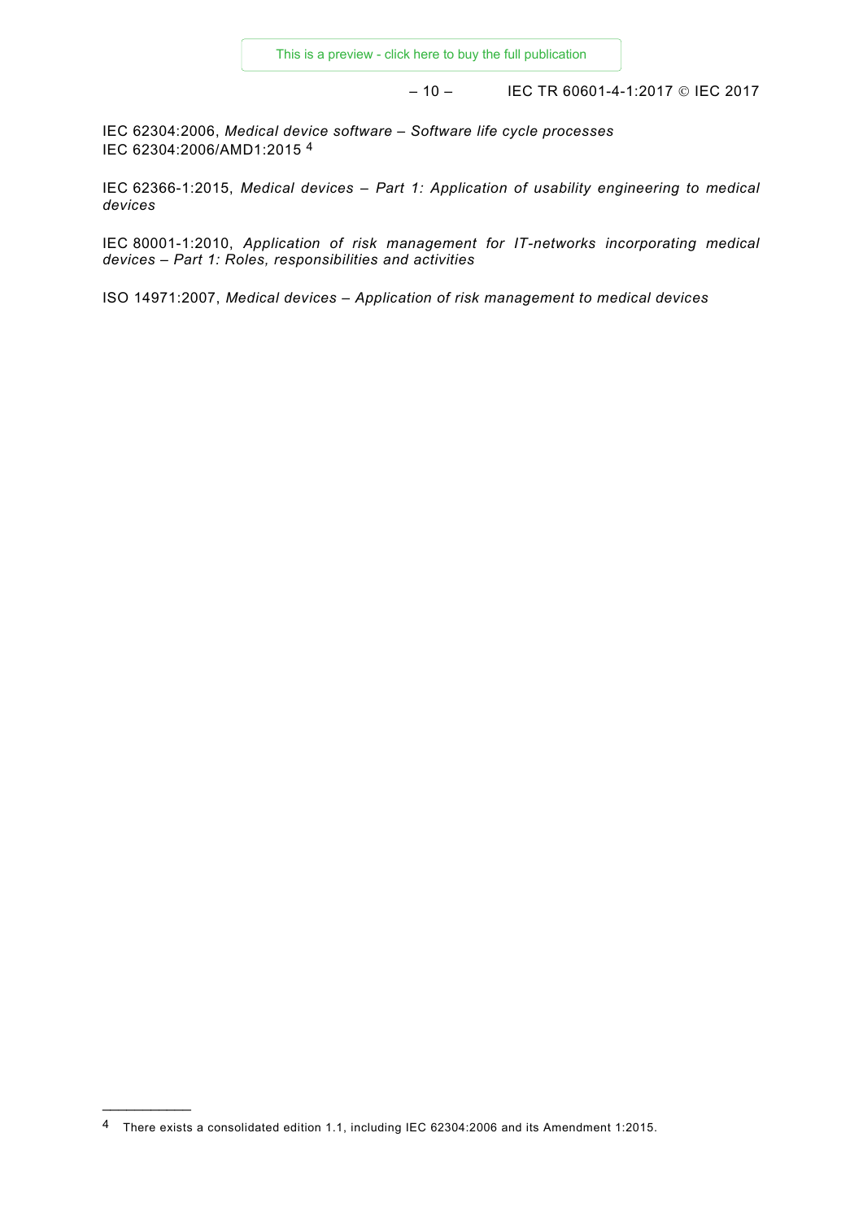IEC 62304:2006, *Medical device software – Software life cycle processes*
IEC 62304:2006/AMD1:2015 [4]

IEC 62366-1:2015, *Medical devices – Part 1: Application of usability engineering to medical devices*

IEC 80001-1:2010, *Application of risk management for IT-networks incorporating medical devices – Part 1: Roles, responsibilities and activities*

ISO 14971:2007, *Medical devices – Application of risk management to medical devices*

---

[4] There exists a consolidated edition 1.1, including IEC 62304:2006 and its Amendment 1:2015.